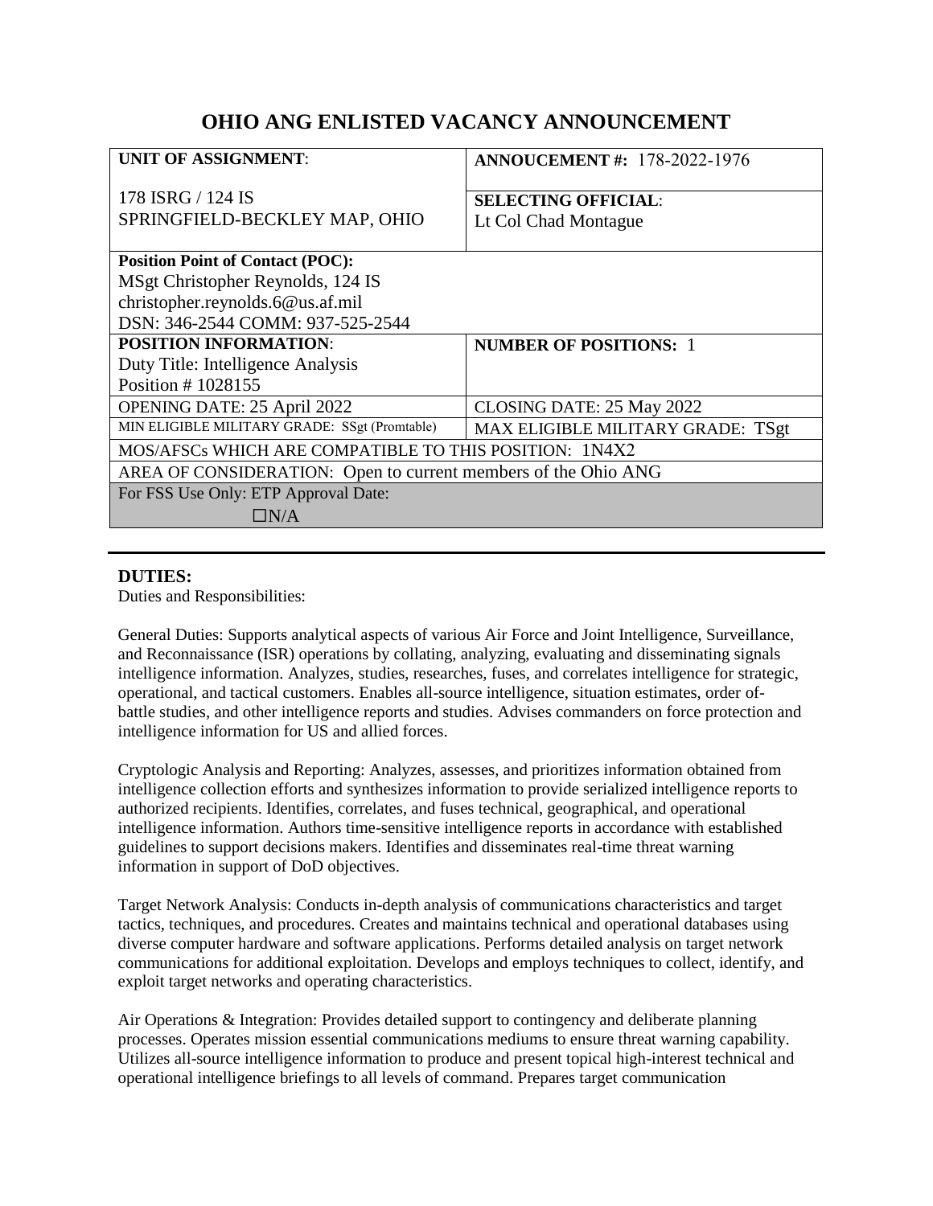# OHIO ANG ENLISTED VACANCY ANNOUNCEMENT

| **UNIT OF ASSIGNMENT**:<br><br>178 ISRG / 124 IS<br>SPRINGFIELD-BECKLEY MAP, OHIO | **ANNOUCEMENT #:** 178-2022-1976<br><br>**SELECTING OFFICIAL**:<br>Lt Col Chad Montague |
|---|---|
| **Position Point of Contact (POC):**<br>MSgt Christopher Reynolds, 124 IS<br>christopher.reynolds.6@us.af.mil<br>DSN: 346-2544 COMM: 937-525-2544 | |
| **POSITION INFORMATION**:<br>Duty Title: Intelligence Analysis<br>Position # 1028155 | **NUMBER OF POSITIONS:** 1 |
| OPENING DATE: 25 April 2022 | CLOSING DATE: 25 May 2022 |
| MIN ELIGIBLE MILITARY GRADE: SSgt (Promtable) | MAX ELIGIBLE MILITARY GRADE: TSgt |
| MOS/AFSCs WHICH ARE COMPATIBLE TO THIS POSITION: 1N4X2 | |
| AREA OF CONSIDERATION: Open to current members of the Ohio ANG | |
| For FSS Use Only: ETP Approval Date:<br>☐N/A | |

## DUTIES:

Duties and Responsibilities:

General Duties: Supports analytical aspects of various Air Force and Joint Intelligence, Surveillance, and Reconnaissance (ISR) operations by collating, analyzing, evaluating and disseminating signals intelligence information. Analyzes, studies, researches, fuses, and correlates intelligence for strategic, operational, and tactical customers. Enables all-source intelligence, situation estimates, order of-battle studies, and other intelligence reports and studies. Advises commanders on force protection and intelligence information for US and allied forces.

Cryptologic Analysis and Reporting: Analyzes, assesses, and prioritizes information obtained from intelligence collection efforts and synthesizes information to provide serialized intelligence reports to authorized recipients. Identifies, correlates, and fuses technical, geographical, and operational intelligence information. Authors time-sensitive intelligence reports in accordance with established guidelines to support decisions makers. Identifies and disseminates real-time threat warning information in support of DoD objectives.

Target Network Analysis: Conducts in-depth analysis of communications characteristics and target tactics, techniques, and procedures. Creates and maintains technical and operational databases using diverse computer hardware and software applications. Performs detailed analysis on target network communications for additional exploitation. Develops and employs techniques to collect, identify, and exploit target networks and operating characteristics.

Air Operations & Integration: Provides detailed support to contingency and deliberate planning processes. Operates mission essential communications mediums to ensure threat warning capability. Utilizes all-source intelligence information to produce and present topical high-interest technical and operational intelligence briefings to all levels of command. Prepares target communication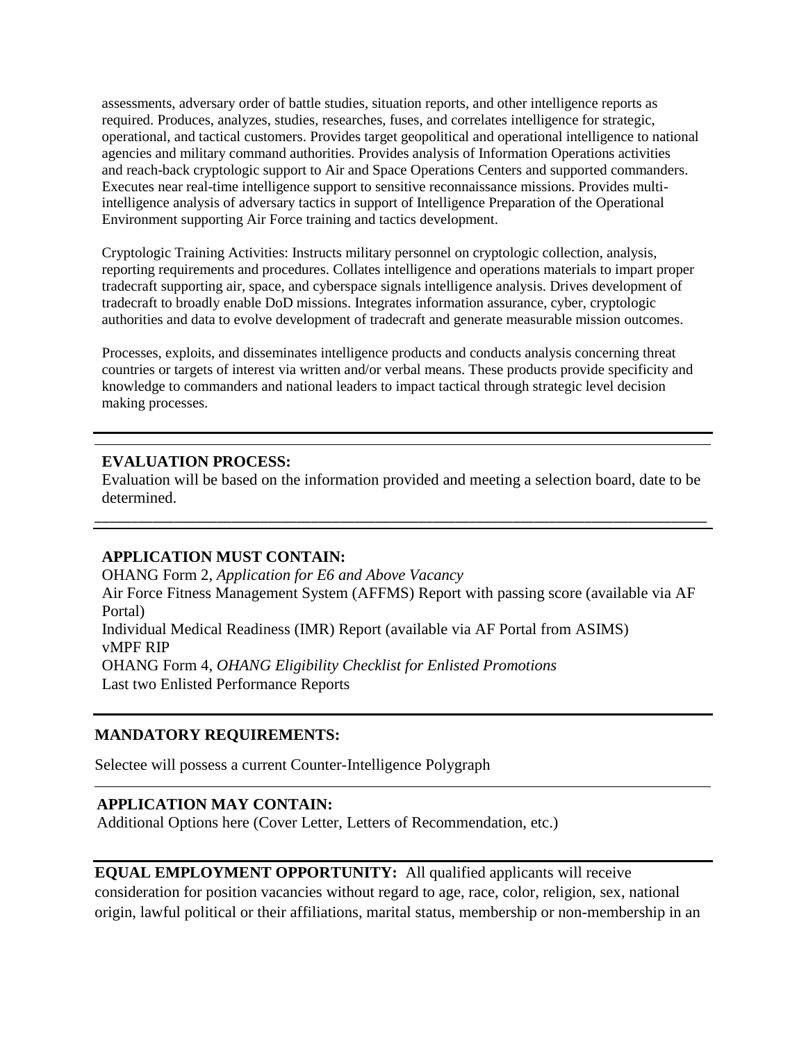assessments, adversary order of battle studies, situation reports, and other intelligence reports as required. Produces, analyzes, studies, researches, fuses, and correlates intelligence for strategic, operational, and tactical customers. Provides target geopolitical and operational intelligence to national agencies and military command authorities. Provides analysis of Information Operations activities and reach-back cryptologic support to Air and Space Operations Centers and supported commanders. Executes near real-time intelligence support to sensitive reconnaissance missions. Provides multi-intelligence analysis of adversary tactics in support of Intelligence Preparation of the Operational Environment supporting Air Force training and tactics development.

Cryptologic Training Activities: Instructs military personnel on cryptologic collection, analysis, reporting requirements and procedures. Collates intelligence and operations materials to impart proper tradecraft supporting air, space, and cyberspace signals intelligence analysis. Drives development of tradecraft to broadly enable DoD missions. Integrates information assurance, cyber, cryptologic authorities and data to evolve development of tradecraft and generate measurable mission outcomes.

Processes, exploits, and disseminates intelligence products and conducts analysis concerning threat countries or targets of interest via written and/or verbal means. These products provide specificity and knowledge to commanders and national leaders to impact tactical through strategic level decision making processes.

---

**EVALUATION PROCESS:**

Evaluation will be based on the information provided and meeting a selection board, date to be determined.

---

**APPLICATION MUST CONTAIN:**

OHANG Form 2, *Application for E6 and Above Vacancy*
Air Force Fitness Management System (AFFMS) Report with passing score (available via AF Portal)
Individual Medical Readiness (IMR) Report (available via AF Portal from ASIMS)
vMPF RIP
OHANG Form 4, *OHANG Eligibility Checklist for Enlisted Promotions*
Last two Enlisted Performance Reports

---

**MANDATORY REQUIREMENTS:**

Selectee will possess a current Counter-Intelligence Polygraph

---

**APPLICATION MAY CONTAIN:**

Additional Options here (Cover Letter, Letters of Recommendation, etc.)

---

**EQUAL EMPLOYMENT OPPORTUNITY:** All qualified applicants will receive consideration for position vacancies without regard to age, race, color, religion, sex, national origin, lawful political or their affiliations, marital status, membership or non-membership in an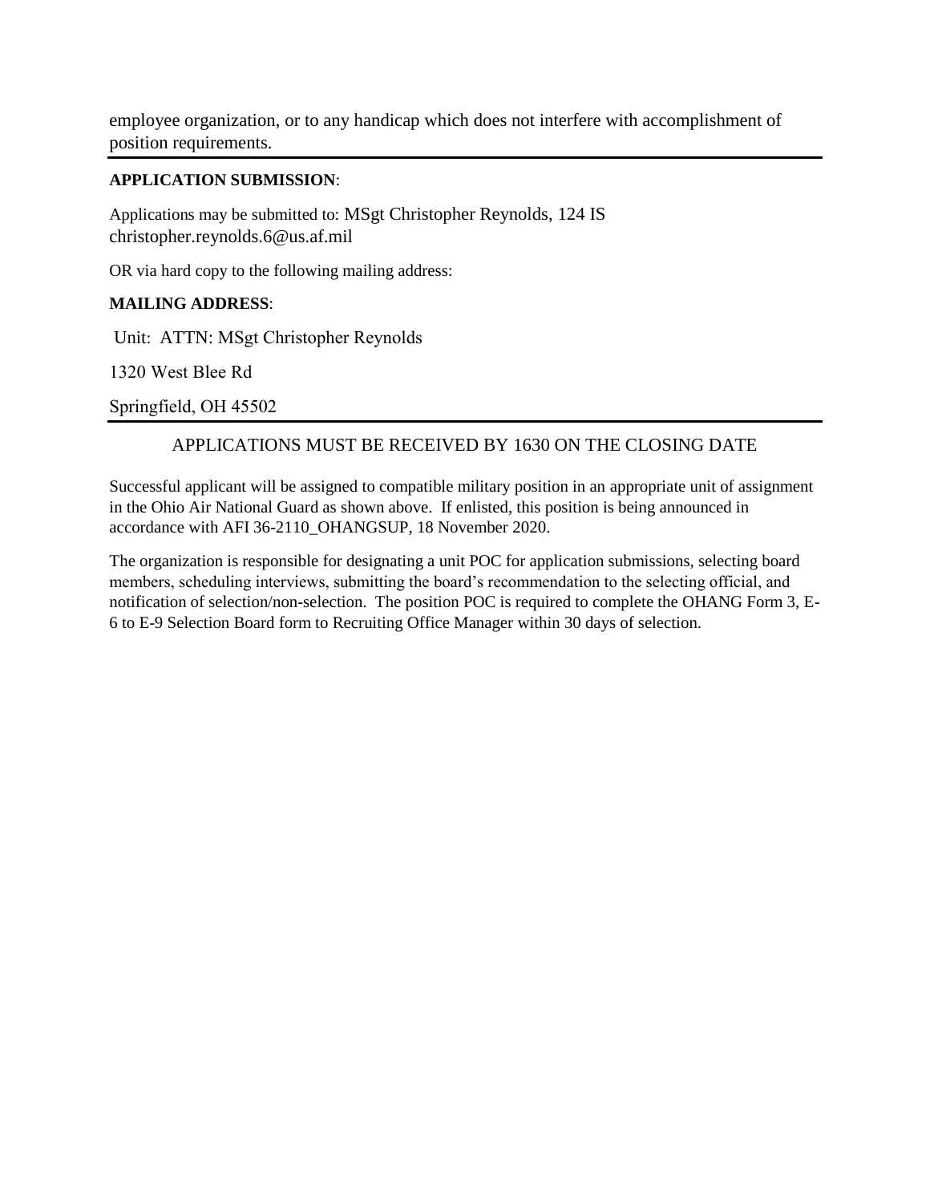employee organization, or to any handicap which does not interfere with accomplishment of position requirements.

---

**APPLICATION SUBMISSION**:

Applications may be submitted to: MSgt Christopher Reynolds, 124 IS
christopher.reynolds.6@us.af.mil

OR via hard copy to the following mailing address:

**MAILING ADDRESS**:

Unit: ATTN: MSgt Christopher Reynolds

1320 West Blee Rd

Springfield, OH 45502

---

APPLICATIONS MUST BE RECEIVED BY 1630 ON THE CLOSING DATE

Successful applicant will be assigned to compatible military position in an appropriate unit of assignment in the Ohio Air National Guard as shown above. If enlisted, this position is being announced in accordance with AFI 36-2110_OHANGSUP, 18 November 2020.

The organization is responsible for designating a unit POC for application submissions, selecting board members, scheduling interviews, submitting the board's recommendation to the selecting official, and notification of selection/non-selection. The position POC is required to complete the OHANG Form 3, E-6 to E-9 Selection Board form to Recruiting Office Manager within 30 days of selection.